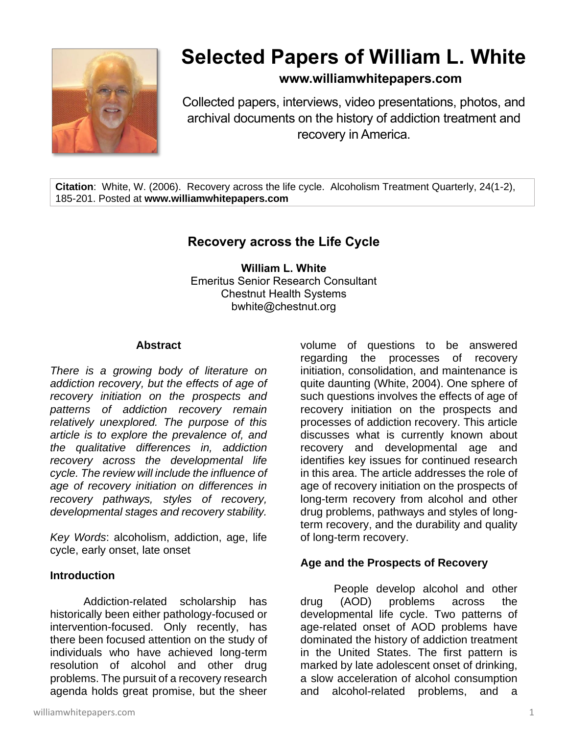# Selected Papers of William L. White

**www.williamwhitepapers.com**

Collected papers, interviews, video presentations, photos, and archival documents on the history of addiction treatment and recovery in America.

**Citation**: White, W. (2006). Recovery across the life cycle. Alcoholism Treatment Quarterly, 24(1-2), 185-201. Posted at **www.williamwhitepapers.com**

## Recovery across the Life Cycle

**William L. White**
Emeritus Senior Research Consultant
Chestnut Health Systems
bwhite@chestnut.org

### Abstract

*There is a growing body of literature on addiction recovery, but the effects of age of recovery initiation on the prospects and patterns of addiction recovery remain relatively unexplored. The purpose of this article is to explore the prevalence of, and the qualitative differences in, addiction recovery across the developmental life cycle. The review will include the influence of age of recovery initiation on differences in recovery pathways, styles of recovery, developmental stages and recovery stability.*

*Key Words*: alcoholism, addiction, age, life cycle, early onset, late onset

### Introduction

Addiction-related scholarship has historically been either pathology-focused or intervention-focused. Only recently, has there been focused attention on the study of individuals who have achieved long-term resolution of alcohol and other drug problems. The pursuit of a recovery research agenda holds great promise, but the sheer volume of questions to be answered regarding the processes of recovery initiation, consolidation, and maintenance is quite daunting (White, 2004). One sphere of such questions involves the effects of age of recovery initiation on the prospects and processes of addiction recovery. This article discusses what is currently known about recovery and developmental age and identifies key issues for continued research in this area. The article addresses the role of age of recovery initiation on the prospects of long-term recovery from alcohol and other drug problems, pathways and styles of long-term recovery, and the durability and quality of long-term recovery.

### Age and the Prospects of Recovery

People develop alcohol and other drug (AOD) problems across the developmental life cycle. Two patterns of age-related onset of AOD problems have dominated the history of addiction treatment in the United States. The first pattern is marked by late adolescent onset of drinking, a slow acceleration of alcohol consumption and alcohol-related problems, and a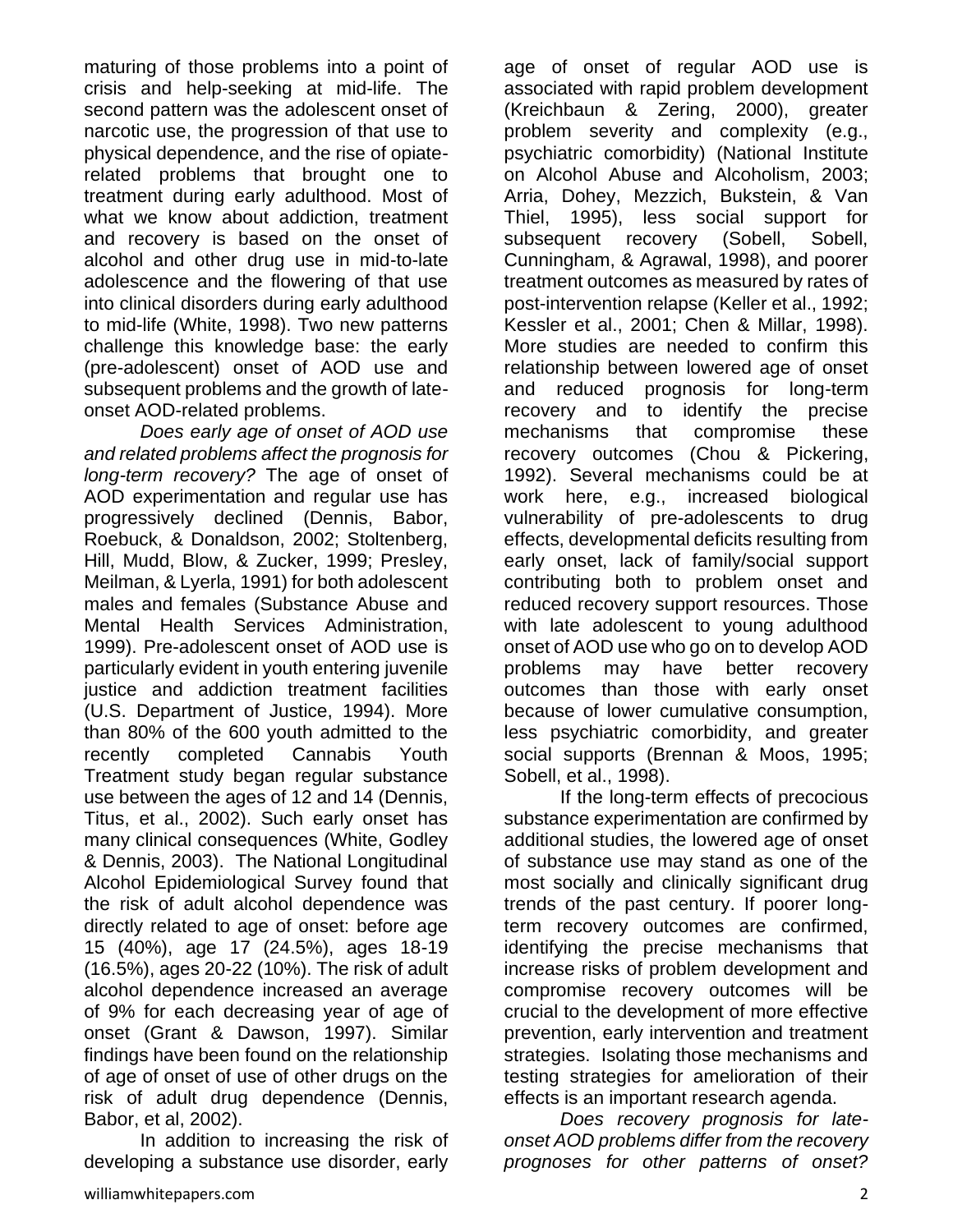maturing of those problems into a point of crisis and help-seeking at mid-life. The second pattern was the adolescent onset of narcotic use, the progression of that use to physical dependence, and the rise of opiate-related problems that brought one to treatment during early adulthood. Most of what we know about addiction, treatment and recovery is based on the onset of alcohol and other drug use in mid-to-late adolescence and the flowering of that use into clinical disorders during early adulthood to mid-life (White, 1998). Two new patterns challenge this knowledge base: the early (pre-adolescent) onset of AOD use and subsequent problems and the growth of late-onset AOD-related problems.

*Does early age of onset of AOD use and related problems affect the prognosis for long-term recovery?* The age of onset of AOD experimentation and regular use has progressively declined (Dennis, Babor, Roebuck, & Donaldson, 2002; Stoltenberg, Hill, Mudd, Blow, & Zucker, 1999; Presley, Meilman, & Lyerla, 1991) for both adolescent males and females (Substance Abuse and Mental Health Services Administration, 1999). Pre-adolescent onset of AOD use is particularly evident in youth entering juvenile justice and addiction treatment facilities (U.S. Department of Justice, 1994). More than 80% of the 600 youth admitted to the recently completed Cannabis Youth Treatment study began regular substance use between the ages of 12 and 14 (Dennis, Titus, et al., 2002). Such early onset has many clinical consequences (White, Godley & Dennis, 2003). The National Longitudinal Alcohol Epidemiological Survey found that the risk of adult alcohol dependence was directly related to age of onset: before age 15 (40%), age 17 (24.5%), ages 18-19 (16.5%), ages 20-22 (10%). The risk of adult alcohol dependence increased an average of 9% for each decreasing year of age of onset (Grant & Dawson, 1997). Similar findings have been found on the relationship of age of onset of use of other drugs on the risk of adult drug dependence (Dennis, Babor, et al, 2002).

In addition to increasing the risk of developing a substance use disorder, early age of onset of regular AOD use is associated with rapid problem development (Kreichbaun & Zering, 2000), greater problem severity and complexity (e.g., psychiatric comorbidity) (National Institute on Alcohol Abuse and Alcoholism, 2003; Arria, Dohey, Mezzich, Bukstein, & Van Thiel, 1995), less social support for subsequent recovery (Sobell, Sobell, Cunningham, & Agrawal, 1998), and poorer treatment outcomes as measured by rates of post-intervention relapse (Keller et al., 1992; Kessler et al., 2001; Chen & Millar, 1998). More studies are needed to confirm this relationship between lowered age of onset and reduced prognosis for long-term recovery and to identify the precise mechanisms that compromise these recovery outcomes (Chou & Pickering, 1992). Several mechanisms could be at work here, e.g., increased biological vulnerability of pre-adolescents to drug effects, developmental deficits resulting from early onset, lack of family/social support contributing both to problem onset and reduced recovery support resources. Those with late adolescent to young adulthood onset of AOD use who go on to develop AOD problems may have better recovery outcomes than those with early onset because of lower cumulative consumption, less psychiatric comorbidity, and greater social supports (Brennan & Moos, 1995; Sobell, et al., 1998).

If the long-term effects of precocious substance experimentation are confirmed by additional studies, the lowered age of onset of substance use may stand as one of the most socially and clinically significant drug trends of the past century. If poorer long-term recovery outcomes are confirmed, identifying the precise mechanisms that increase risks of problem development and compromise recovery outcomes will be crucial to the development of more effective prevention, early intervention and treatment strategies. Isolating those mechanisms and testing strategies for amelioration of their effects is an important research agenda.

*Does recovery prognosis for late-onset AOD problems differ from the recovery prognoses for other patterns of onset?*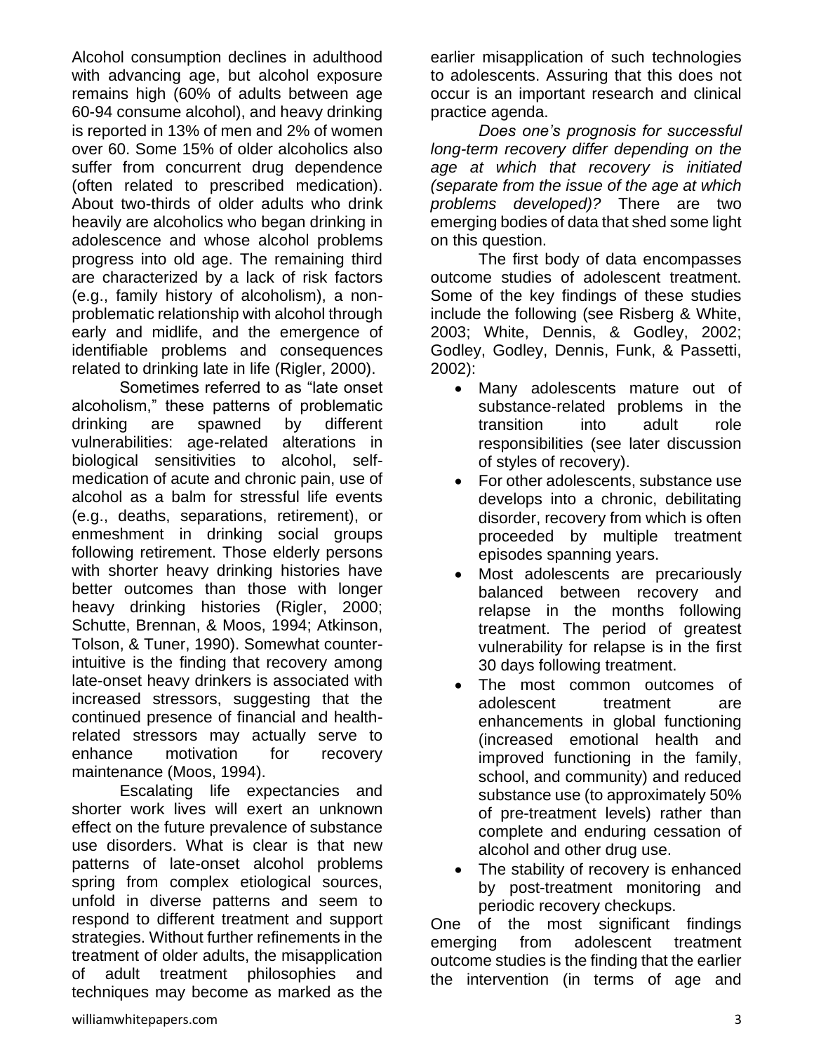Alcohol consumption declines in adulthood with advancing age, but alcohol exposure remains high (60% of adults between age 60-94 consume alcohol), and heavy drinking is reported in 13% of men and 2% of women over 60. Some 15% of older alcoholics also suffer from concurrent drug dependence (often related to prescribed medication). About two-thirds of older adults who drink heavily are alcoholics who began drinking in adolescence and whose alcohol problems progress into old age. The remaining third are characterized by a lack of risk factors (e.g., family history of alcoholism), a non-problematic relationship with alcohol through early and midlife, and the emergence of identifiable problems and consequences related to drinking late in life (Rigler, 2000).

Sometimes referred to as "late onset alcoholism," these patterns of problematic drinking are spawned by different vulnerabilities: age-related alterations in biological sensitivities to alcohol, self-medication of acute and chronic pain, use of alcohol as a balm for stressful life events (e.g., deaths, separations, retirement), or enmeshment in drinking social groups following retirement. Those elderly persons with shorter heavy drinking histories have better outcomes than those with longer heavy drinking histories (Rigler, 2000; Schutte, Brennan, & Moos, 1994; Atkinson, Tolson, & Tuner, 1990). Somewhat counter-intuitive is the finding that recovery among late-onset heavy drinkers is associated with increased stressors, suggesting that the continued presence of financial and health-related stressors may actually serve to enhance motivation for recovery maintenance (Moos, 1994).

Escalating life expectancies and shorter work lives will exert an unknown effect on the future prevalence of substance use disorders. What is clear is that new patterns of late-onset alcohol problems spring from complex etiological sources, unfold in diverse patterns and seem to respond to different treatment and support strategies. Without further refinements in the treatment of older adults, the misapplication of adult treatment philosophies and techniques may become as marked as the earlier misapplication of such technologies to adolescents. Assuring that this does not occur is an important research and clinical practice agenda.

*Does one's prognosis for successful long-term recovery differ depending on the age at which that recovery is initiated (separate from the issue of the age at which problems developed)?* There are two emerging bodies of data that shed some light on this question.

The first body of data encompasses outcome studies of adolescent treatment. Some of the key findings of these studies include the following (see Risberg & White, 2003; White, Dennis, & Godley, 2002; Godley, Godley, Dennis, Funk, & Passetti, 2002):

- Many adolescents mature out of substance-related problems in the transition into adult role responsibilities (see later discussion of styles of recovery).
- For other adolescents, substance use develops into a chronic, debilitating disorder, recovery from which is often proceeded by multiple treatment episodes spanning years.
- Most adolescents are precariously balanced between recovery and relapse in the months following treatment. The period of greatest vulnerability for relapse is in the first 30 days following treatment.
- The most common outcomes of adolescent treatment are enhancements in global functioning (increased emotional health and improved functioning in the family, school, and community) and reduced substance use (to approximately 50% of pre-treatment levels) rather than complete and enduring cessation of alcohol and other drug use.
- The stability of recovery is enhanced by post-treatment monitoring and periodic recovery checkups.

One of the most significant findings emerging from adolescent treatment outcome studies is the finding that the earlier the intervention (in terms of age and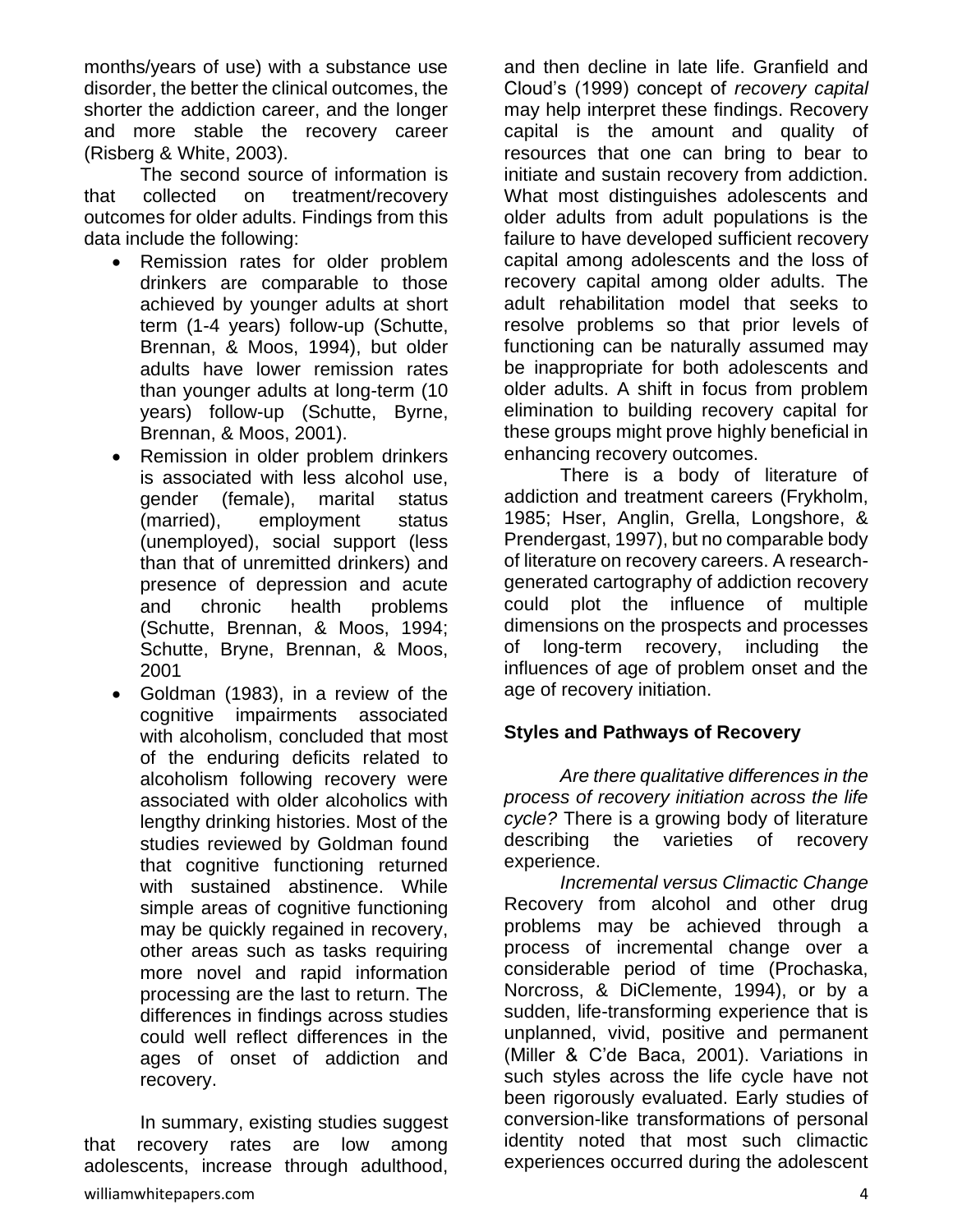months/years of use) with a substance use disorder, the better the clinical outcomes, the shorter the addiction career, and the longer and more stable the recovery career (Risberg & White, 2003).

The second source of information is that collected on treatment/recovery outcomes for older adults. Findings from this data include the following:

- Remission rates for older problem drinkers are comparable to those achieved by younger adults at short term (1-4 years) follow-up (Schutte, Brennan, & Moos, 1994), but older adults have lower remission rates than younger adults at long-term (10 years) follow-up (Schutte, Byrne, Brennan, & Moos, 2001).
- Remission in older problem drinkers is associated with less alcohol use, gender (female), marital status (married), employment status (unemployed), social support (less than that of unremitted drinkers) and presence of depression and acute and chronic health problems (Schutte, Brennan, & Moos, 1994; Schutte, Bryne, Brennan, & Moos, 2001
- Goldman (1983), in a review of the cognitive impairments associated with alcoholism, concluded that most of the enduring deficits related to alcoholism following recovery were associated with older alcoholics with lengthy drinking histories. Most of the studies reviewed by Goldman found that cognitive functioning returned with sustained abstinence. While simple areas of cognitive functioning may be quickly regained in recovery, other areas such as tasks requiring more novel and rapid information processing are the last to return. The differences in findings across studies could well reflect differences in the ages of onset of addiction and recovery.

In summary, existing studies suggest that recovery rates are low among adolescents, increase through adulthood, and then decline in late life. Granfield and Cloud's (1999) concept of *recovery capital* may help interpret these findings. Recovery capital is the amount and quality of resources that one can bring to bear to initiate and sustain recovery from addiction. What most distinguishes adolescents and older adults from adult populations is the failure to have developed sufficient recovery capital among adolescents and the loss of recovery capital among older adults. The adult rehabilitation model that seeks to resolve problems so that prior levels of functioning can be naturally assumed may be inappropriate for both adolescents and older adults. A shift in focus from problem elimination to building recovery capital for these groups might prove highly beneficial in enhancing recovery outcomes.

There is a body of literature of addiction and treatment careers (Frykholm, 1985; Hser, Anglin, Grella, Longshore, & Prendergast, 1997), but no comparable body of literature on recovery careers. A research-generated cartography of addiction recovery could plot the influence of multiple dimensions on the prospects and processes of long-term recovery, including the influences of age of problem onset and the age of recovery initiation.

## Styles and Pathways of Recovery

*Are there qualitative differences in the process of recovery initiation across the life cycle?* There is a growing body of literature describing the varieties of recovery experience.

*Incremental versus Climactic Change* Recovery from alcohol and other drug problems may be achieved through a process of incremental change over a considerable period of time (Prochaska, Norcross, & DiClemente, 1994), or by a sudden, life-transforming experience that is unplanned, vivid, positive and permanent (Miller & C'de Baca, 2001). Variations in such styles across the life cycle have not been rigorously evaluated. Early studies of conversion-like transformations of personal identity noted that most such climactic experiences occurred during the adolescent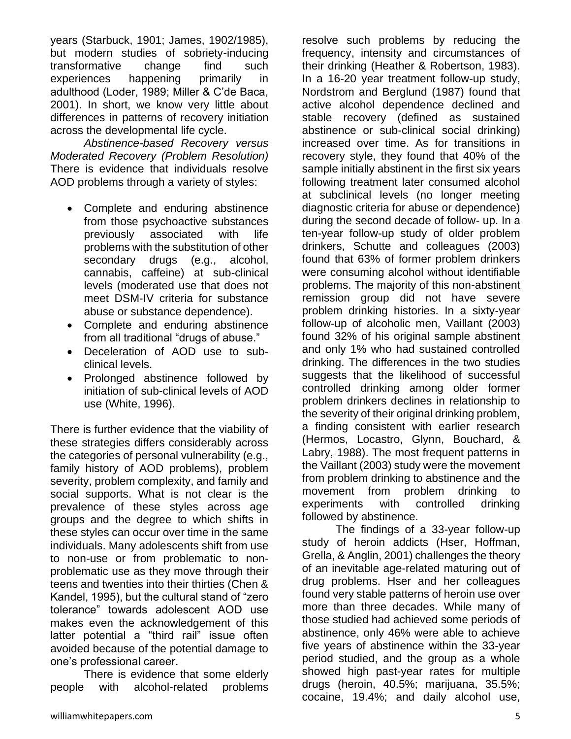years (Starbuck, 1901; James, 1902/1985), but modern studies of sobriety-inducing transformative change find such experiences happening primarily in adulthood (Loder, 1989; Miller & C'de Baca, 2001). In short, we know very little about differences in patterns of recovery initiation across the developmental life cycle.

*Abstinence-based Recovery versus Moderated Recovery (Problem Resolution)* There is evidence that individuals resolve AOD problems through a variety of styles:

- Complete and enduring abstinence from those psychoactive substances previously associated with life problems with the substitution of other secondary drugs (e.g., alcohol, cannabis, caffeine) at sub-clinical levels (moderated use that does not meet DSM-IV criteria for substance abuse or substance dependence).
- Complete and enduring abstinence from all traditional "drugs of abuse."
- Deceleration of AOD use to sub-clinical levels.
- Prolonged abstinence followed by initiation of sub-clinical levels of AOD use (White, 1996).

There is further evidence that the viability of these strategies differs considerably across the categories of personal vulnerability (e.g., family history of AOD problems), problem severity, problem complexity, and family and social supports. What is not clear is the prevalence of these styles across age groups and the degree to which shifts in these styles can occur over time in the same individuals. Many adolescents shift from use to non-use or from problematic to non-problematic use as they move through their teens and twenties into their thirties (Chen & Kandel, 1995), but the cultural stand of "zero tolerance" towards adolescent AOD use makes even the acknowledgement of this latter potential a "third rail" issue often avoided because of the potential damage to one's professional career.

There is evidence that some elderly people with alcohol-related problems resolve such problems by reducing the frequency, intensity and circumstances of their drinking (Heather & Robertson, 1983). In a 16-20 year treatment follow-up study, Nordstrom and Berglund (1987) found that active alcohol dependence declined and stable recovery (defined as sustained abstinence or sub-clinical social drinking) increased over time. As for transitions in recovery style, they found that 40% of the sample initially abstinent in the first six years following treatment later consumed alcohol at subclinical levels (no longer meeting diagnostic criteria for abuse or dependence) during the second decade of follow- up. In a ten-year follow-up study of older problem drinkers, Schutte and colleagues (2003) found that 63% of former problem drinkers were consuming alcohol without identifiable problems. The majority of this non-abstinent remission group did not have severe problem drinking histories. In a sixty-year follow-up of alcoholic men, Vaillant (2003) found 32% of his original sample abstinent and only 1% who had sustained controlled drinking. The differences in the two studies suggests that the likelihood of successful controlled drinking among older former problem drinkers declines in relationship to the severity of their original drinking problem, a finding consistent with earlier research (Hermos, Locastro, Glynn, Bouchard, & Labry, 1988). The most frequent patterns in the Vaillant (2003) study were the movement from problem drinking to abstinence and the movement from problem drinking to experiments with controlled drinking followed by abstinence.

The findings of a 33-year follow-up study of heroin addicts (Hser, Hoffman, Grella, & Anglin, 2001) challenges the theory of an inevitable age-related maturing out of drug problems. Hser and her colleagues found very stable patterns of heroin use over more than three decades. While many of those studied had achieved some periods of abstinence, only 46% were able to achieve five years of abstinence within the 33-year period studied, and the group as a whole showed high past-year rates for multiple drugs (heroin, 40.5%; marijuana, 35.5%; cocaine, 19.4%; and daily alcohol use,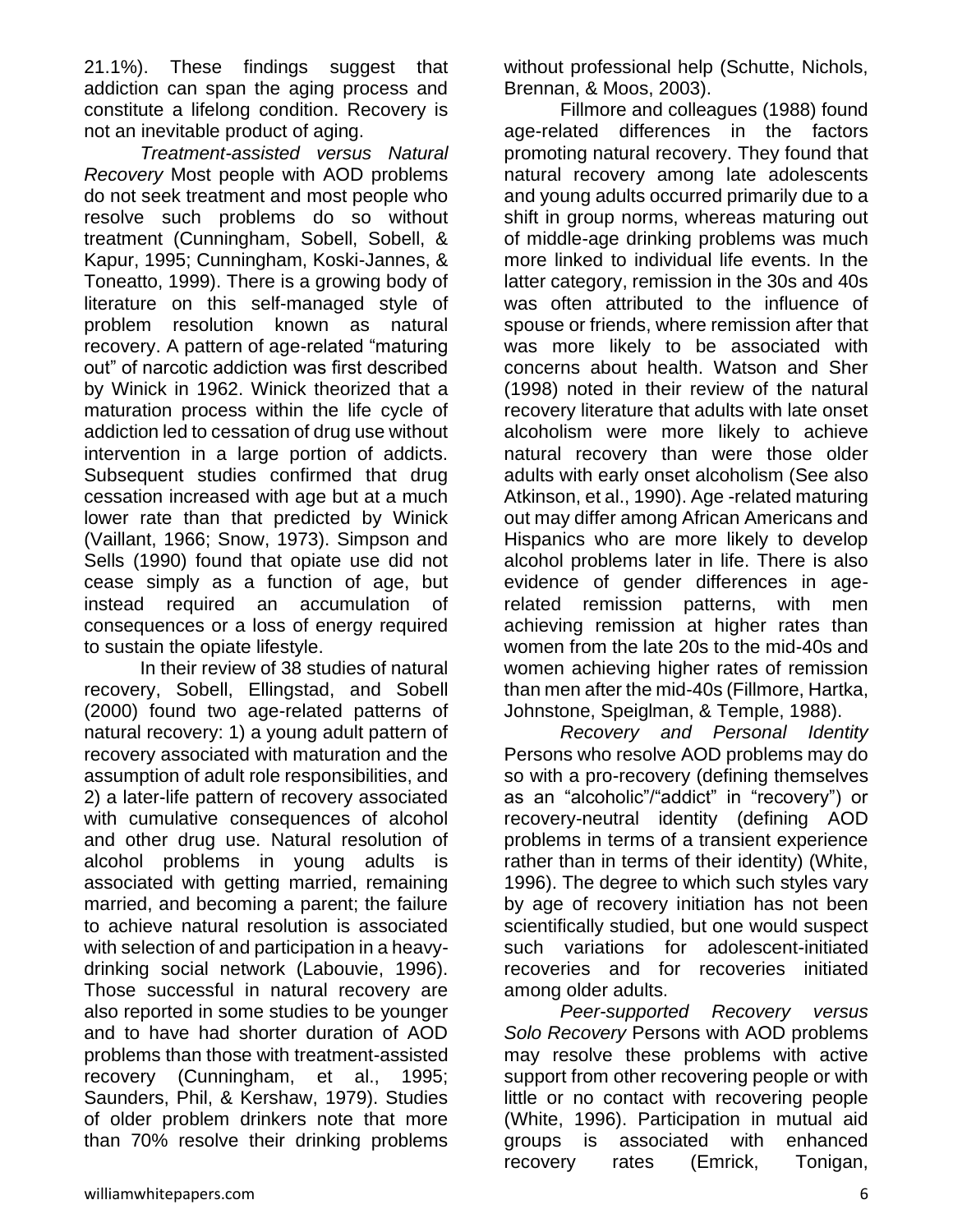21.1%). These findings suggest that addiction can span the aging process and constitute a lifelong condition. Recovery is not an inevitable product of aging.

*Treatment-assisted versus Natural Recovery* Most people with AOD problems do not seek treatment and most people who resolve such problems do so without treatment (Cunningham, Sobell, Sobell, & Kapur, 1995; Cunningham, Koski-Jannes, & Toneatto, 1999). There is a growing body of literature on this self-managed style of problem resolution known as natural recovery. A pattern of age-related "maturing out" of narcotic addiction was first described by Winick in 1962. Winick theorized that a maturation process within the life cycle of addiction led to cessation of drug use without intervention in a large portion of addicts. Subsequent studies confirmed that drug cessation increased with age but at a much lower rate than that predicted by Winick (Vaillant, 1966; Snow, 1973). Simpson and Sells (1990) found that opiate use did not cease simply as a function of age, but instead required an accumulation of consequences or a loss of energy required to sustain the opiate lifestyle.

In their review of 38 studies of natural recovery, Sobell, Ellingstad, and Sobell (2000) found two age-related patterns of natural recovery: 1) a young adult pattern of recovery associated with maturation and the assumption of adult role responsibilities, and 2) a later-life pattern of recovery associated with cumulative consequences of alcohol and other drug use. Natural resolution of alcohol problems in young adults is associated with getting married, remaining married, and becoming a parent; the failure to achieve natural resolution is associated with selection of and participation in a heavy-drinking social network (Labouvie, 1996). Those successful in natural recovery are also reported in some studies to be younger and to have had shorter duration of AOD problems than those with treatment-assisted recovery (Cunningham, et al., 1995; Saunders, Phil, & Kershaw, 1979). Studies of older problem drinkers note that more than 70% resolve their drinking problems without professional help (Schutte, Nichols, Brennan, & Moos, 2003).

Fillmore and colleagues (1988) found age-related differences in the factors promoting natural recovery. They found that natural recovery among late adolescents and young adults occurred primarily due to a shift in group norms, whereas maturing out of middle-age drinking problems was much more linked to individual life events. In the latter category, remission in the 30s and 40s was often attributed to the influence of spouse or friends, where remission after that was more likely to be associated with concerns about health. Watson and Sher (1998) noted in their review of the natural recovery literature that adults with late onset alcoholism were more likely to achieve natural recovery than were those older adults with early onset alcoholism (See also Atkinson, et al., 1990). Age -related maturing out may differ among African Americans and Hispanics who are more likely to develop alcohol problems later in life. There is also evidence of gender differences in age-related remission patterns, with men achieving remission at higher rates than women from the late 20s to the mid-40s and women achieving higher rates of remission than men after the mid-40s (Fillmore, Hartka, Johnstone, Speiglman, & Temple, 1988).

*Recovery and Personal Identity* Persons who resolve AOD problems may do so with a pro-recovery (defining themselves as an "alcoholic"/"addict" in "recovery") or recovery-neutral identity (defining AOD problems in terms of a transient experience rather than in terms of their identity) (White, 1996). The degree to which such styles vary by age of recovery initiation has not been scientifically studied, but one would suspect such variations for adolescent-initiated recoveries and for recoveries initiated among older adults.

*Peer-supported Recovery versus Solo Recovery* Persons with AOD problems may resolve these problems with active support from other recovering people or with little or no contact with recovering people (White, 1996). Participation in mutual aid groups is associated with enhanced recovery rates (Emrick, Tonigan,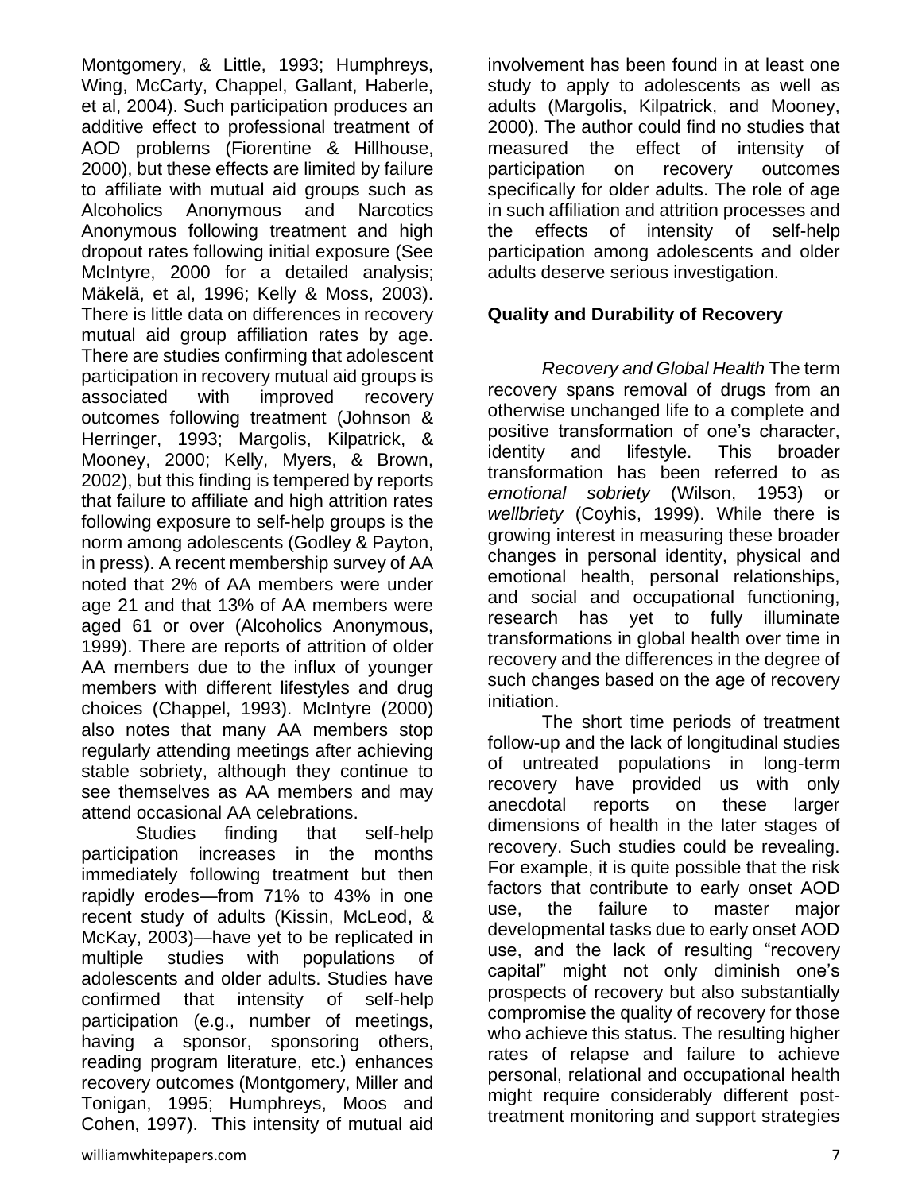Montgomery, & Little, 1993; Humphreys, Wing, McCarty, Chappel, Gallant, Haberle, et al, 2004). Such participation produces an additive effect to professional treatment of AOD problems (Fiorentine & Hillhouse, 2000), but these effects are limited by failure to affiliate with mutual aid groups such as Alcoholics Anonymous and Narcotics Anonymous following treatment and high dropout rates following initial exposure (See McIntyre, 2000 for a detailed analysis; Mäkelä, et al, 1996; Kelly & Moss, 2003). There is little data on differences in recovery mutual aid group affiliation rates by age. There are studies confirming that adolescent participation in recovery mutual aid groups is associated with improved recovery outcomes following treatment (Johnson & Herringer, 1993; Margolis, Kilpatrick, & Mooney, 2000; Kelly, Myers, & Brown, 2002), but this finding is tempered by reports that failure to affiliate and high attrition rates following exposure to self-help groups is the norm among adolescents (Godley & Payton, in press). A recent membership survey of AA noted that 2% of AA members were under age 21 and that 13% of AA members were aged 61 or over (Alcoholics Anonymous, 1999). There are reports of attrition of older AA members due to the influx of younger members with different lifestyles and drug choices (Chappel, 1993). McIntyre (2000) also notes that many AA members stop regularly attending meetings after achieving stable sobriety, although they continue to see themselves as AA members and may attend occasional AA celebrations.

Studies finding that self-help participation increases in the months immediately following treatment but then rapidly erodes—from 71% to 43% in one recent study of adults (Kissin, McLeod, & McKay, 2003)—have yet to be replicated in multiple studies with populations of adolescents and older adults. Studies have confirmed that intensity of self-help participation (e.g., number of meetings, having a sponsor, sponsoring others, reading program literature, etc.) enhances recovery outcomes (Montgomery, Miller and Tonigan, 1995; Humphreys, Moos and Cohen, 1997). This intensity of mutual aid involvement has been found in at least one study to apply to adolescents as well as adults (Margolis, Kilpatrick, and Mooney, 2000). The author could find no studies that measured the effect of intensity of participation on recovery outcomes specifically for older adults. The role of age in such affiliation and attrition processes and the effects of intensity of self-help participation among adolescents and older adults deserve serious investigation.

**Quality and Durability of Recovery**

*Recovery and Global Health* The term recovery spans removal of drugs from an otherwise unchanged life to a complete and positive transformation of one's character, identity and lifestyle. This broader transformation has been referred to as *emotional sobriety* (Wilson, 1953) or *wellbriety* (Coyhis, 1999). While there is growing interest in measuring these broader changes in personal identity, physical and emotional health, personal relationships, and social and occupational functioning, research has yet to fully illuminate transformations in global health over time in recovery and the differences in the degree of such changes based on the age of recovery initiation.

The short time periods of treatment follow-up and the lack of longitudinal studies of untreated populations in long-term recovery have provided us with only anecdotal reports on these larger dimensions of health in the later stages of recovery. Such studies could be revealing. For example, it is quite possible that the risk factors that contribute to early onset AOD use, the failure to master major developmental tasks due to early onset AOD use, and the lack of resulting "recovery capital" might not only diminish one's prospects of recovery but also substantially compromise the quality of recovery for those who achieve this status. The resulting higher rates of relapse and failure to achieve personal, relational and occupational health might require considerably different post-treatment monitoring and support strategies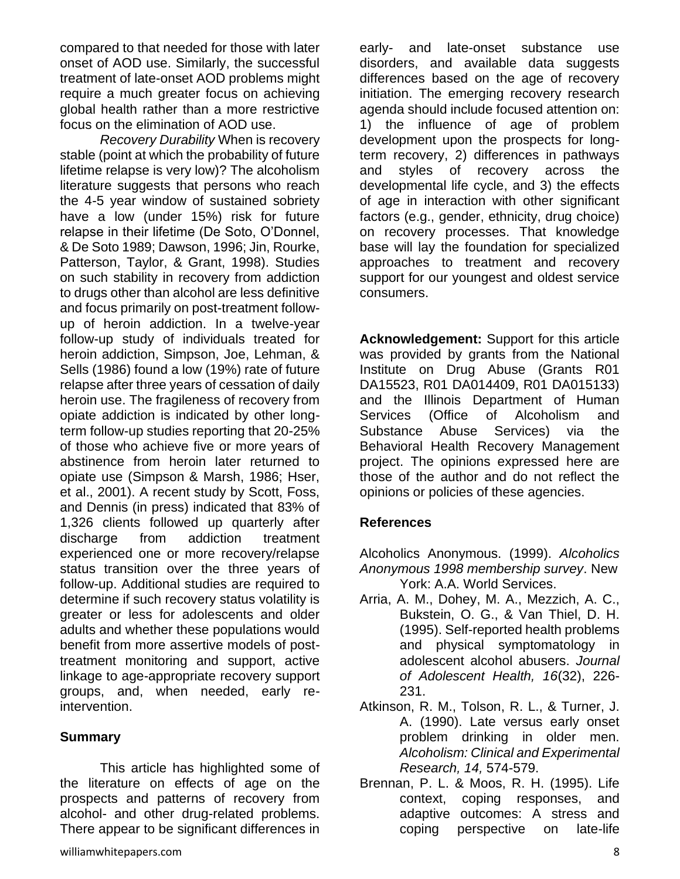compared to that needed for those with later onset of AOD use. Similarly, the successful treatment of late-onset AOD problems might require a much greater focus on achieving global health rather than a more restrictive focus on the elimination of AOD use.

*Recovery Durability* When is recovery stable (point at which the probability of future lifetime relapse is very low)? The alcoholism literature suggests that persons who reach the 4-5 year window of sustained sobriety have a low (under 15%) risk for future relapse in their lifetime (De Soto, O'Donnel, & De Soto 1989; Dawson, 1996; Jin, Rourke, Patterson, Taylor, & Grant, 1998). Studies on such stability in recovery from addiction to drugs other than alcohol are less definitive and focus primarily on post-treatment follow-up of heroin addiction. In a twelve-year follow-up study of individuals treated for heroin addiction, Simpson, Joe, Lehman, & Sells (1986) found a low (19%) rate of future relapse after three years of cessation of daily heroin use. The fragileness of recovery from opiate addiction is indicated by other long-term follow-up studies reporting that 20-25% of those who achieve five or more years of abstinence from heroin later returned to opiate use (Simpson & Marsh, 1986; Hser, et al., 2001). A recent study by Scott, Foss, and Dennis (in press) indicated that 83% of 1,326 clients followed up quarterly after discharge from addiction treatment experienced one or more recovery/relapse status transition over the three years of follow-up. Additional studies are required to determine if such recovery status volatility is greater or less for adolescents and older adults and whether these populations would benefit from more assertive models of post-treatment monitoring and support, active linkage to age-appropriate recovery support groups, and, when needed, early re-intervention.

## Summary

This article has highlighted some of the literature on effects of age on the prospects and patterns of recovery from alcohol- and other drug-related problems. There appear to be significant differences in early- and late-onset substance use disorders, and available data suggests differences based on the age of recovery initiation. The emerging recovery research agenda should include focused attention on: 1) the influence of age of problem development upon the prospects for long-term recovery, 2) differences in pathways and styles of recovery across the developmental life cycle, and 3) the effects of age in interaction with other significant factors (e.g., gender, ethnicity, drug choice) on recovery processes. That knowledge base will lay the foundation for specialized approaches to treatment and recovery support for our youngest and oldest service consumers.

**Acknowledgement:** Support for this article was provided by grants from the National Institute on Drug Abuse (Grants R01 DA15523, R01 DA014409, R01 DA015133) and the Illinois Department of Human Services (Office of Alcoholism and Substance Abuse Services) via the Behavioral Health Recovery Management project. The opinions expressed here are those of the author and do not reflect the opinions or policies of these agencies.

## References

Alcoholics Anonymous. (1999). *Alcoholics Anonymous 1998 membership survey*. New York: A.A. World Services.

Arria, A. M., Dohey, M. A., Mezzich, A. C., Bukstein, O. G., & Van Thiel, D. H. (1995). Self-reported health problems and physical symptomatology in adolescent alcohol abusers. *Journal of Adolescent Health, 16*(32), 226-231.

Atkinson, R. M., Tolson, R. L., & Turner, J. A. (1990). Late versus early onset problem drinking in older men. *Alcoholism: Clinical and Experimental Research, 14,* 574-579.

Brennan, P. L. & Moos, R. H. (1995). Life context, coping responses, and adaptive outcomes: A stress and coping perspective on late-life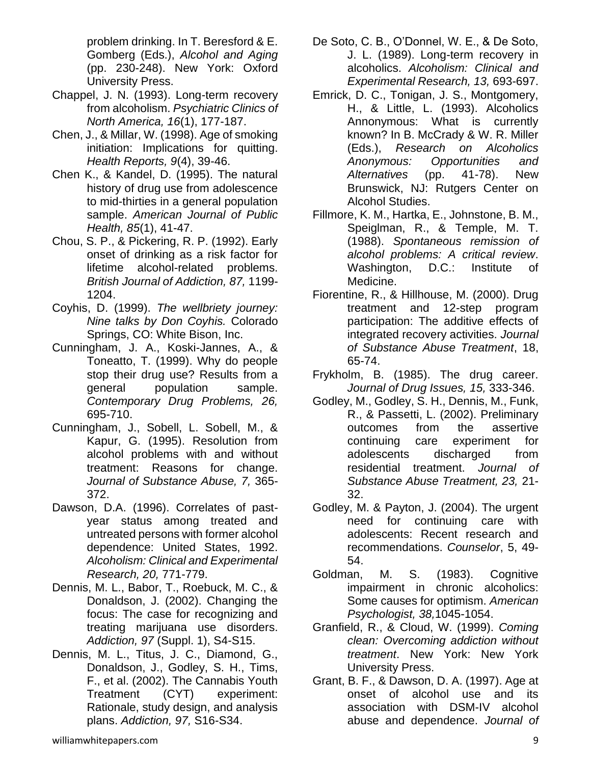problem drinking. In T. Beresford & E. Gomberg (Eds.), *Alcohol and Aging* (pp. 230-248). New York: Oxford University Press.

Chappel, J. N. (1993). Long-term recovery from alcoholism. *Psychiatric Clinics of North America, 16*(1), 177-187.

Chen, J., & Millar, W. (1998). Age of smoking initiation: Implications for quitting. *Health Reports, 9*(4), 39-46.

Chen K., & Kandel, D. (1995). The natural history of drug use from adolescence to mid-thirties in a general population sample. *American Journal of Public Health, 85*(1), 41-47.

Chou, S. P., & Pickering, R. P. (1992). Early onset of drinking as a risk factor for lifetime alcohol-related problems. *British Journal of Addiction, 87,* 1199-1204.

Coyhis, D. (1999). *The wellbriety journey: Nine talks by Don Coyhis.* Colorado Springs, CO: White Bison, Inc.

Cunningham, J. A., Koski-Jannes, A., & Toneatto, T. (1999). Why do people stop their drug use? Results from a general population sample. *Contemporary Drug Problems, 26,* 695-710.

Cunningham, J., Sobell, L. Sobell, M., & Kapur, G. (1995). Resolution from alcohol problems with and without treatment: Reasons for change. *Journal of Substance Abuse, 7,* 365-372.

Dawson, D.A. (1996). Correlates of past-year status among treated and untreated persons with former alcohol dependence: United States, 1992. *Alcoholism: Clinical and Experimental Research, 20,* 771-779.

Dennis, M. L., Babor, T., Roebuck, M. C., & Donaldson, J. (2002). Changing the focus: The case for recognizing and treating marijuana use disorders. *Addiction, 97* (Suppl. 1), S4-S15.

Dennis, M. L., Titus, J. C., Diamond, G., Donaldson, J., Godley, S. H., Tims, F., et al. (2002). The Cannabis Youth Treatment (CYT) experiment: Rationale, study design, and analysis plans. *Addiction, 97,* S16-S34.

De Soto, C. B., O'Donnel, W. E., & De Soto, J. L. (1989). Long-term recovery in alcoholics. *Alcoholism: Clinical and Experimental Research, 13,* 693-697.

Emrick, D. C., Tonigan, J. S., Montgomery, H., & Little, L. (1993). Alcoholics Annonymous: What is currently known? In B. McCrady & W. R. Miller (Eds.), *Research on Alcoholics Anonymous: Opportunities and Alternatives* (pp. 41-78). New Brunswick, NJ: Rutgers Center on Alcohol Studies.

Fillmore, K. M., Hartka, E., Johnstone, B. M., Speiglman, R., & Temple, M. T. (1988). *Spontaneous remission of alcohol problems: A critical review*. Washington, D.C.: Institute of Medicine.

Fiorentine, R., & Hillhouse, M. (2000). Drug treatment and 12-step program participation: The additive effects of integrated recovery activities. *Journal of Substance Abuse Treatment*, 18, 65-74.

Frykholm, B. (1985). The drug career. *Journal of Drug Issues, 15,* 333-346.

Godley, M., Godley, S. H., Dennis, M., Funk, R., & Passetti, L. (2002). Preliminary outcomes from the assertive continuing care experiment for adolescents discharged from residential treatment. *Journal of Substance Abuse Treatment, 23,* 21-32.

Godley, M. & Payton, J. (2004). The urgent need for continuing care with adolescents: Recent research and recommendations. *Counselor*, 5, 49-54.

Goldman, M. S. (1983). Cognitive impairment in chronic alcoholics: Some causes for optimism. *American Psychologist, 38,*1045-1054.

Granfield, R., & Cloud, W. (1999). *Coming clean: Overcoming addiction without treatment*. New York: New York University Press.

Grant, B. F., & Dawson, D. A. (1997). Age at onset of alcohol use and its association with DSM-IV alcohol abuse and dependence. *Journal of*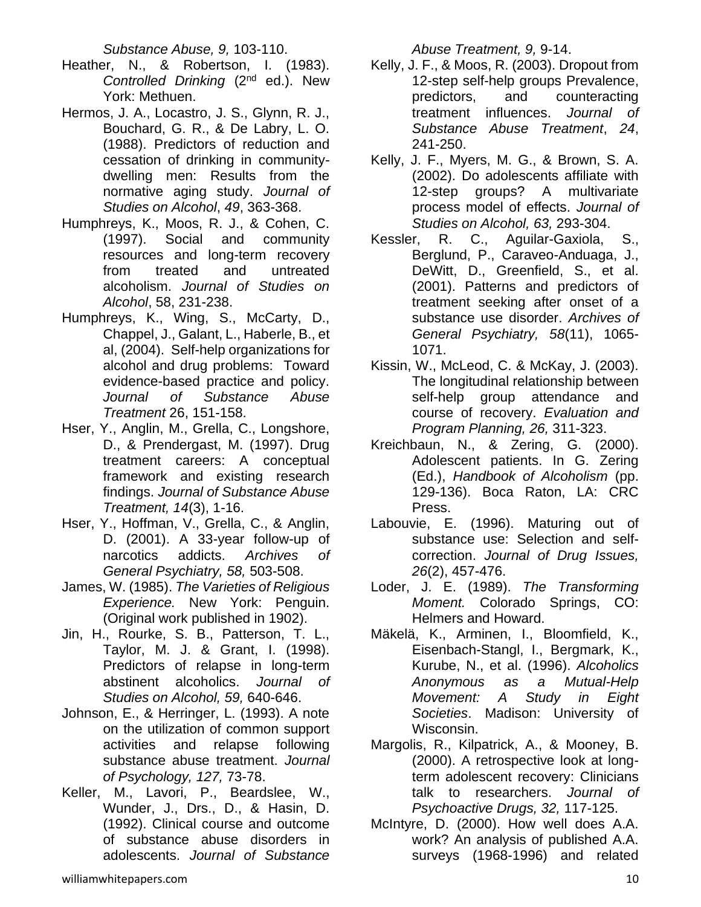*Substance Abuse, 9,* 103-110.

Heather, N., & Robertson, I. (1983). *Controlled Drinking* (2nd ed.). New York: Methuen.

Hermos, J. A., Locastro, J. S., Glynn, R. J., Bouchard, G. R., & De Labry, L. O. (1988). Predictors of reduction and cessation of drinking in community-dwelling men: Results from the normative aging study. *Journal of Studies on Alcohol*, *49*, 363-368.

Humphreys, K., Moos, R. J., & Cohen, C. (1997). Social and community resources and long-term recovery from treated and untreated alcoholism. *Journal of Studies on Alcohol*, 58, 231-238.

Humphreys, K., Wing, S., McCarty, D., Chappel, J., Galant, L., Haberle, B., et al, (2004). Self-help organizations for alcohol and drug problems: Toward evidence-based practice and policy. *Journal of Substance Abuse Treatment* 26, 151-158.

Hser, Y., Anglin, M., Grella, C., Longshore, D., & Prendergast, M. (1997). Drug treatment careers: A conceptual framework and existing research findings. *Journal of Substance Abuse Treatment, 14*(3), 1-16.

Hser, Y., Hoffman, V., Grella, C., & Anglin, D. (2001). A 33-year follow-up of narcotics addicts. *Archives of General Psychiatry, 58,* 503-508.

James, W. (1985). *The Varieties of Religious Experience.* New York: Penguin. (Original work published in 1902).

Jin, H., Rourke, S. B., Patterson, T. L., Taylor, M. J. & Grant, I. (1998). Predictors of relapse in long-term abstinent alcoholics. *Journal of Studies on Alcohol, 59,* 640-646.

Johnson, E., & Herringer, L. (1993). A note on the utilization of common support activities and relapse following substance abuse treatment. *Journal of Psychology, 127,* 73-78.

Keller, M., Lavori, P., Beardslee, W., Wunder, J., Drs., D., & Hasin, D. (1992). Clinical course and outcome of substance abuse disorders in adolescents. *Journal of Substance Abuse Treatment, 9,* 9-14.

Kelly, J. F., & Moos, R. (2003). Dropout from 12-step self-help groups Prevalence, predictors, and counteracting treatment influences. *Journal of Substance Abuse Treatment*, *24*, 241-250.

Kelly, J. F., Myers, M. G., & Brown, S. A. (2002). Do adolescents affiliate with 12-step groups? A multivariate process model of effects. *Journal of Studies on Alcohol, 63,* 293-304.

Kessler, R. C., Aguilar-Gaxiola, S., Berglund, P., Caraveo-Anduaga, J., DeWitt, D., Greenfield, S., et al. (2001). Patterns and predictors of treatment seeking after onset of a substance use disorder. *Archives of General Psychiatry, 58*(11), 1065-1071.

Kissin, W., McLeod, C. & McKay, J. (2003). The longitudinal relationship between self-help group attendance and course of recovery. *Evaluation and Program Planning, 26,* 311-323.

Kreichbaun, N., & Zering, G. (2000). Adolescent patients. In G. Zering (Ed.), *Handbook of Alcoholism* (pp. 129-136). Boca Raton, LA: CRC Press.

Labouvie, E. (1996). Maturing out of substance use: Selection and self-correction. *Journal of Drug Issues, 26*(2), 457-476.

Loder, J. E. (1989). *The Transforming Moment.* Colorado Springs, CO: Helmers and Howard.

Mäkelä, K., Arminen, I., Bloomfield, K., Eisenbach-Stangl, I., Bergmark, K., Kurube, N., et al. (1996). *Alcoholics Anonymous as a Mutual-Help Movement: A Study in Eight Societies*. Madison: University of Wisconsin.

Margolis, R., Kilpatrick, A., & Mooney, B. (2000). A retrospective look at long-term adolescent recovery: Clinicians talk to researchers. *Journal of Psychoactive Drugs, 32,* 117-125.

McIntyre, D. (2000). How well does A.A. work? An analysis of published A.A. surveys (1968-1996) and related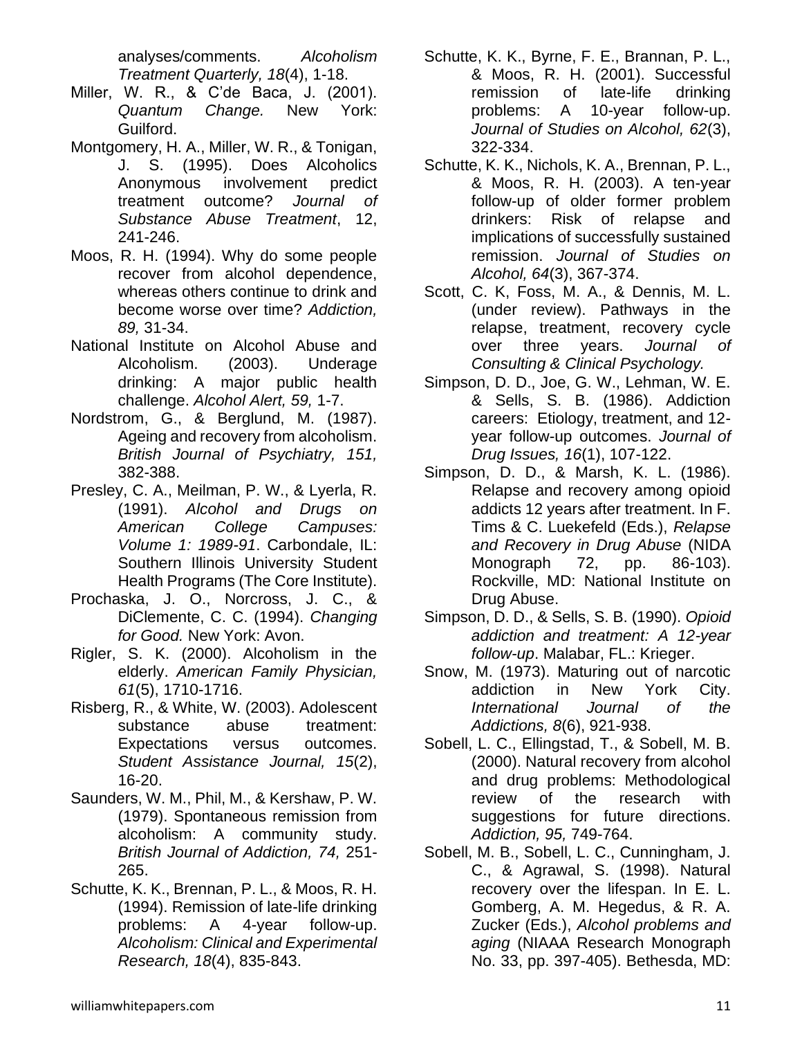analyses/comments. *Alcoholism Treatment Quarterly, 18*(4), 1-18.

Miller, W. R., & C'de Baca, J. (2001). *Quantum Change.* New York: Guilford.

Montgomery, H. A., Miller, W. R., & Tonigan, J. S. (1995). Does Alcoholics Anonymous involvement predict treatment outcome? *Journal of Substance Abuse Treatment*, 12, 241-246.

Moos, R. H. (1994). Why do some people recover from alcohol dependence, whereas others continue to drink and become worse over time? *Addiction, 89,* 31-34.

National Institute on Alcohol Abuse and Alcoholism. (2003). Underage drinking: A major public health challenge. *Alcohol Alert, 59,* 1-7.

Nordstrom, G., & Berglund, M. (1987). Ageing and recovery from alcoholism. *British Journal of Psychiatry, 151,* 382-388.

Presley, C. A., Meilman, P. W., & Lyerla, R. (1991). *Alcohol and Drugs on American College Campuses: Volume 1: 1989-91*. Carbondale, IL: Southern Illinois University Student Health Programs (The Core Institute).

Prochaska, J. O., Norcross, J. C., & DiClemente, C. C. (1994). *Changing for Good.* New York: Avon.

Rigler, S. K. (2000). Alcoholism in the elderly. *American Family Physician, 61*(5), 1710-1716.

Risberg, R., & White, W. (2003). Adolescent substance abuse treatment: Expectations versus outcomes. *Student Assistance Journal, 15*(2), 16-20.

Saunders, W. M., Phil, M., & Kershaw, P. W. (1979). Spontaneous remission from alcoholism: A community study. *British Journal of Addiction, 74,* 251-265.

Schutte, K. K., Brennan, P. L., & Moos, R. H. (1994). Remission of late-life drinking problems: A 4-year follow-up. *Alcoholism: Clinical and Experimental Research, 18*(4), 835-843.

Schutte, K. K., Byrne, F. E., Brannan, P. L., & Moos, R. H. (2001). Successful remission of late-life drinking problems: A 10-year follow-up. *Journal of Studies on Alcohol, 62*(3), 322-334.

Schutte, K. K., Nichols, K. A., Brennan, P. L., & Moos, R. H. (2003). A ten-year follow-up of older former problem drinkers: Risk of relapse and implications of successfully sustained remission. *Journal of Studies on Alcohol, 64*(3), 367-374.

Scott, C. K, Foss, M. A., & Dennis, M. L. (under review). Pathways in the relapse, treatment, recovery cycle over three years. *Journal of Consulting & Clinical Psychology.*

Simpson, D. D., Joe, G. W., Lehman, W. E. & Sells, S. B. (1986). Addiction careers: Etiology, treatment, and 12-year follow-up outcomes. *Journal of Drug Issues, 16*(1), 107-122.

Simpson, D. D., & Marsh, K. L. (1986). Relapse and recovery among opioid addicts 12 years after treatment. In F. Tims & C. Luekefeld (Eds.), *Relapse and Recovery in Drug Abuse* (NIDA Monograph 72, pp. 86-103). Rockville, MD: National Institute on Drug Abuse.

Simpson, D. D., & Sells, S. B. (1990). *Opioid addiction and treatment: A 12-year follow-up*. Malabar, FL.: Krieger.

Snow, M. (1973). Maturing out of narcotic addiction in New York City. *International Journal of the Addictions, 8*(6), 921-938.

Sobell, L. C., Ellingstad, T., & Sobell, M. B. (2000). Natural recovery from alcohol and drug problems: Methodological review of the research with suggestions for future directions. *Addiction, 95,* 749-764.

Sobell, M. B., Sobell, L. C., Cunningham, J. C., & Agrawal, S. (1998). Natural recovery over the lifespan. In E. L. Gomberg, A. M. Hegedus, & R. A. Zucker (Eds.), *Alcohol problems and aging* (NIAAA Research Monograph No. 33, pp. 397-405). Bethesda, MD: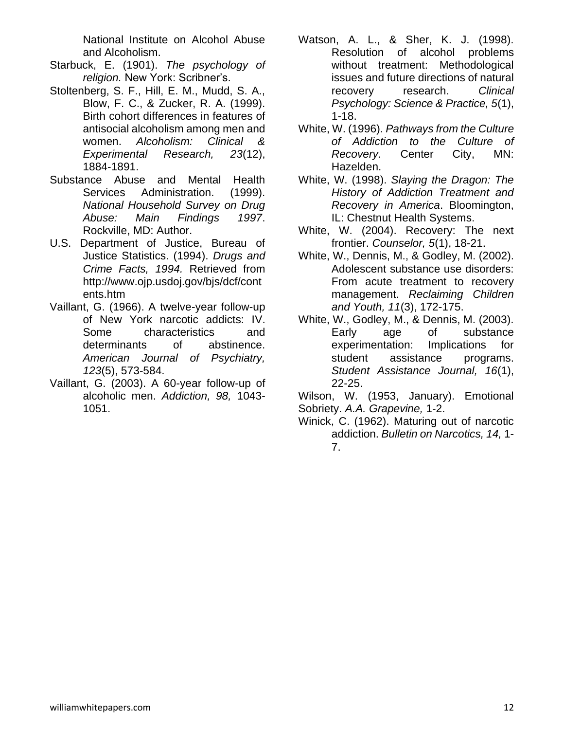National Institute on Alcohol Abuse and Alcoholism.

Starbuck, E. (1901). *The psychology of religion.* New York: Scribner's.

Stoltenberg, S. F., Hill, E. M., Mudd, S. A., Blow, F. C., & Zucker, R. A. (1999). Birth cohort differences in features of antisocial alcoholism among men and women. *Alcoholism: Clinical & Experimental Research, 23*(12), 1884-1891.

Substance Abuse and Mental Health Services Administration. (1999). *National Household Survey on Drug Abuse: Main Findings 1997*. Rockville, MD: Author.

U.S. Department of Justice, Bureau of Justice Statistics. (1994). *Drugs and Crime Facts, 1994.* Retrieved from http://www.ojp.usdoj.gov/bjs/dcf/contents.htm

Vaillant, G. (1966). A twelve-year follow-up of New York narcotic addicts: IV. Some characteristics and determinants of abstinence. *American Journal of Psychiatry, 123*(5), 573-584.

Vaillant, G. (2003). A 60-year follow-up of alcoholic men. *Addiction, 98,* 1043-1051.

Watson, A. L., & Sher, K. J. (1998). Resolution of alcohol problems without treatment: Methodological issues and future directions of natural recovery research. *Clinical Psychology: Science & Practice, 5*(1), 1-18.

White, W. (1996). *Pathways from the Culture of Addiction to the Culture of Recovery.* Center City, MN: Hazelden.

White, W. (1998). *Slaying the Dragon: The History of Addiction Treatment and Recovery in America*. Bloomington, IL: Chestnut Health Systems.

White, W. (2004). Recovery: The next frontier. *Counselor, 5*(1), 18-21.

White, W., Dennis, M., & Godley, M. (2002). Adolescent substance use disorders: From acute treatment to recovery management. *Reclaiming Children and Youth, 11*(3), 172-175.

White, W., Godley, M., & Dennis, M. (2003). Early age of substance experimentation: Implications for student assistance programs. *Student Assistance Journal, 16*(1), 22-25.

Wilson, W. (1953, January). Emotional Sobriety. *A.A. Grapevine,* 1-2.

Winick, C. (1962). Maturing out of narcotic addiction. *Bulletin on Narcotics, 14,* 1-7.